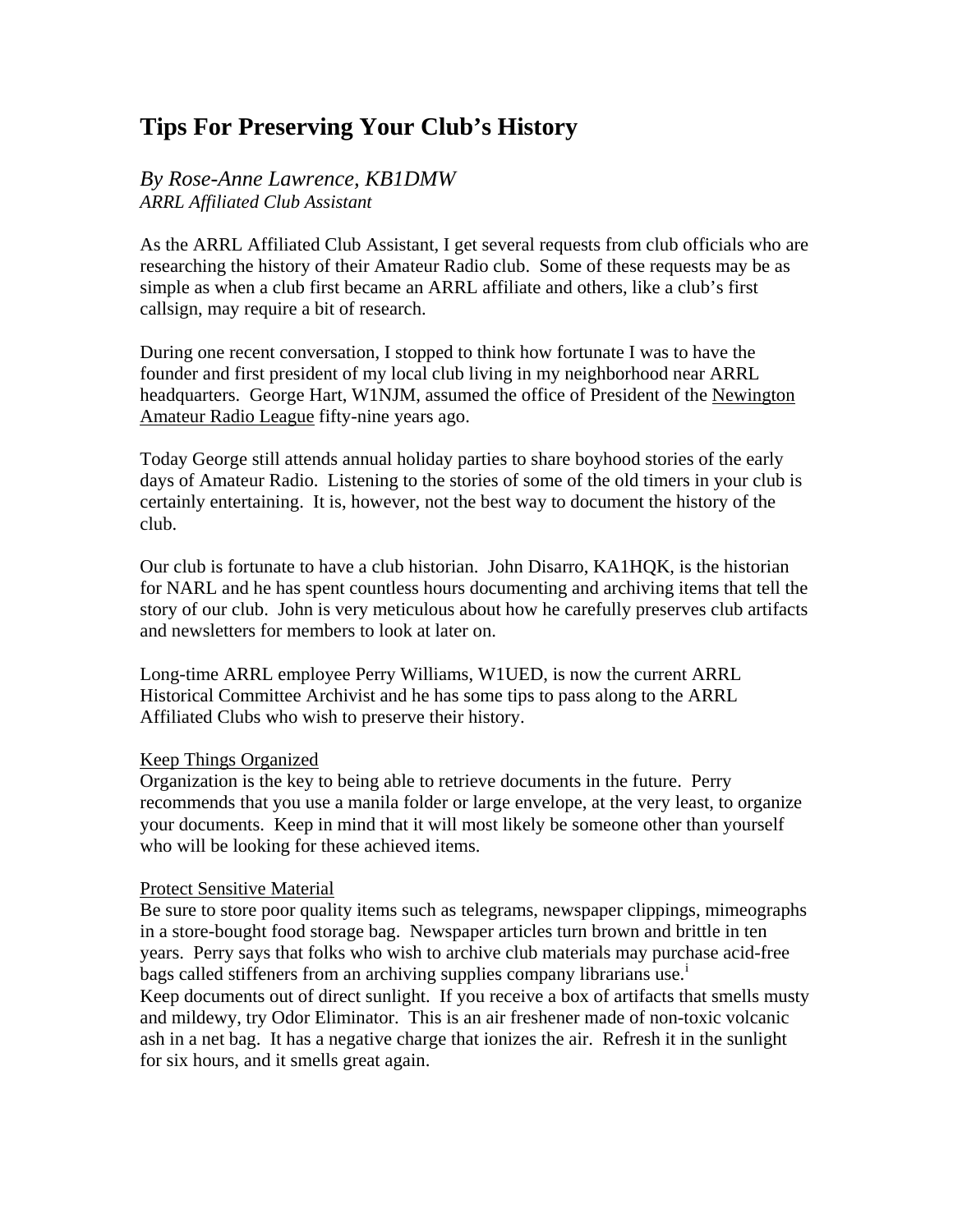# Tips For Preserving Your Club's History

*By Rose-Anne Lawrence, KB1DMW*
*ARRL Affiliated Club Assistant*

As the ARRL Affiliated Club Assistant, I get several requests from club officials who are researching the history of their Amateur Radio club. Some of these requests may be as simple as when a club first became an ARRL affiliate and others, like a club's first callsign, may require a bit of research.

During one recent conversation, I stopped to think how fortunate I was to have the founder and first president of my local club living in my neighborhood near ARRL headquarters. George Hart, W1NJM, assumed the office of President of the Newington Amateur Radio League fifty-nine years ago.

Today George still attends annual holiday parties to share boyhood stories of the early days of Amateur Radio. Listening to the stories of some of the old timers in your club is certainly entertaining. It is, however, not the best way to document the history of the club.

Our club is fortunate to have a club historian. John Disarro, KA1HQK, is the historian for NARL and he has spent countless hours documenting and archiving items that tell the story of our club. John is very meticulous about how he carefully preserves club artifacts and newsletters for members to look at later on.

Long-time ARRL employee Perry Williams, W1UED, is now the current ARRL Historical Committee Archivist and he has some tips to pass along to the ARRL Affiliated Clubs who wish to preserve their history.

Keep Things Organized
Organization is the key to being able to retrieve documents in the future. Perry recommends that you use a manila folder or large envelope, at the very least, to organize your documents. Keep in mind that it will most likely be someone other than yourself who will be looking for these achieved items.

Protect Sensitive Material
Be sure to store poor quality items such as telegrams, newspaper clippings, mimeographs in a store-bought food storage bag. Newspaper articles turn brown and brittle in ten years. Perry says that folks who wish to archive club materials may purchase acid-free bags called stiffeners from an archiving supplies company librarians use.[i]
Keep documents out of direct sunlight. If you receive a box of artifacts that smells musty and mildewy, try Odor Eliminator. This is an air freshener made of non-toxic volcanic ash in a net bag. It has a negative charge that ionizes the air. Refresh it in the sunlight for six hours, and it smells great again.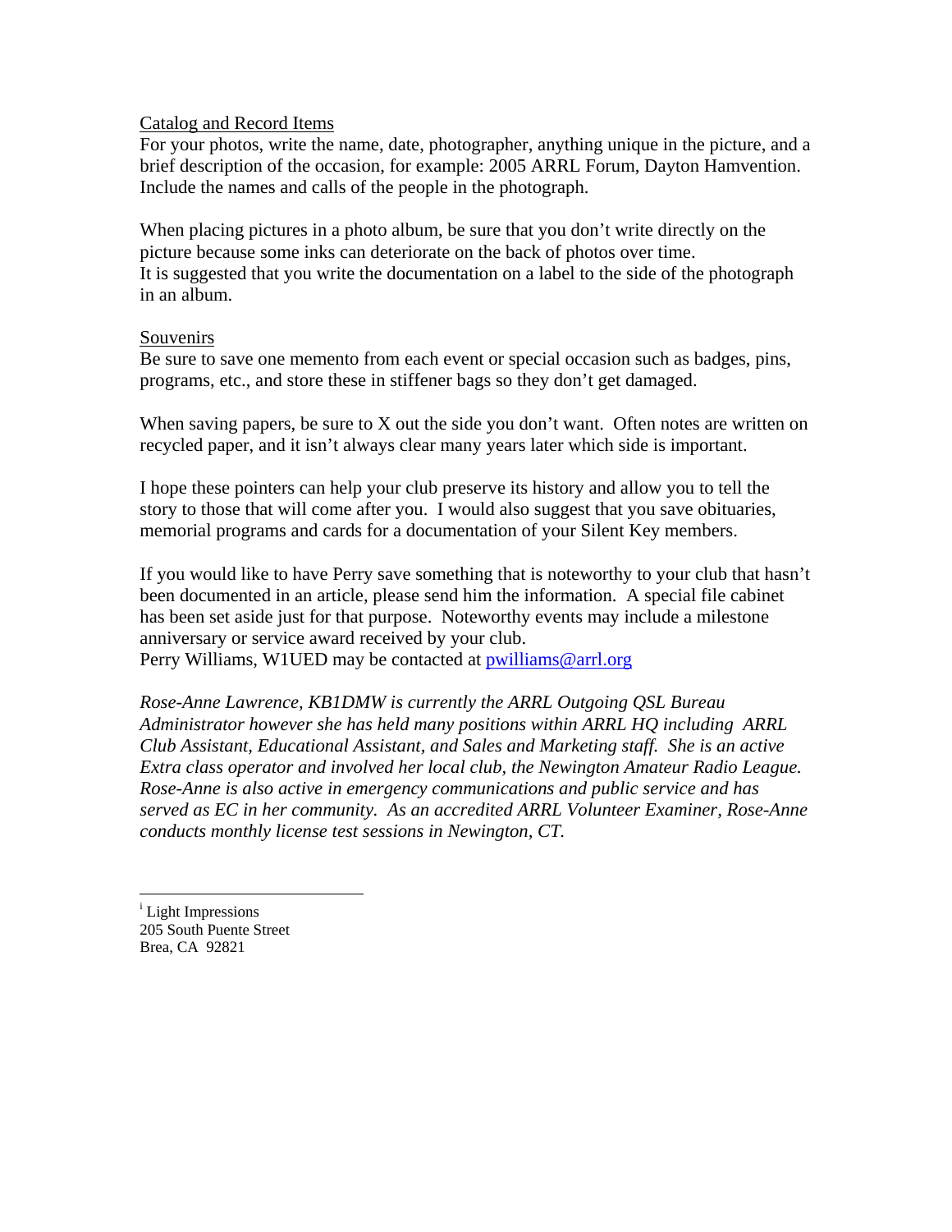<u>Catalog and Record Items</u>

For your photos, write the name, date, photographer, anything unique in the picture, and a brief description of the occasion, for example: 2005 ARRL Forum, Dayton Hamvention. Include the names and calls of the people in the photograph.

When placing pictures in a photo album, be sure that you don't write directly on the picture because some inks can deteriorate on the back of photos over time.
It is suggested that you write the documentation on a label to the side of the photograph in an album.

<u>Souvenirs</u>

Be sure to save one memento from each event or special occasion such as badges, pins, programs, etc., and store these in stiffener bags so they don't get damaged.

When saving papers, be sure to X out the side you don't want. Often notes are written on recycled paper, and it isn't always clear many years later which side is important.

I hope these pointers can help your club preserve its history and allow you to tell the story to those that will come after you. I would also suggest that you save obituaries, memorial programs and cards for a documentation of your Silent Key members.

If you would like to have Perry save something that is noteworthy to your club that hasn't been documented in an article, please send him the information. A special file cabinet has been set aside just for that purpose. Noteworthy events may include a milestone anniversary or service award received by your club.
Perry Williams, W1UED may be contacted at [pwilliams@arrl.org](mailto:pwilliams@arrl.org)

*Rose-Anne Lawrence, KB1DMW is currently the ARRL Outgoing QSL Bureau Administrator however she has held many positions within ARRL HQ including ARRL Club Assistant, Educational Assistant, and Sales and Marketing staff. She is an active Extra class operator and involved her local club, the Newington Amateur Radio League. Rose-Anne is also active in emergency communications and public service and has served as EC in her community. As an accredited ARRL Volunteer Examiner, Rose-Anne conducts monthly license test sessions in Newington, CT.*

---

[i] Light Impressions
205 South Puente Street
Brea, CA 92821